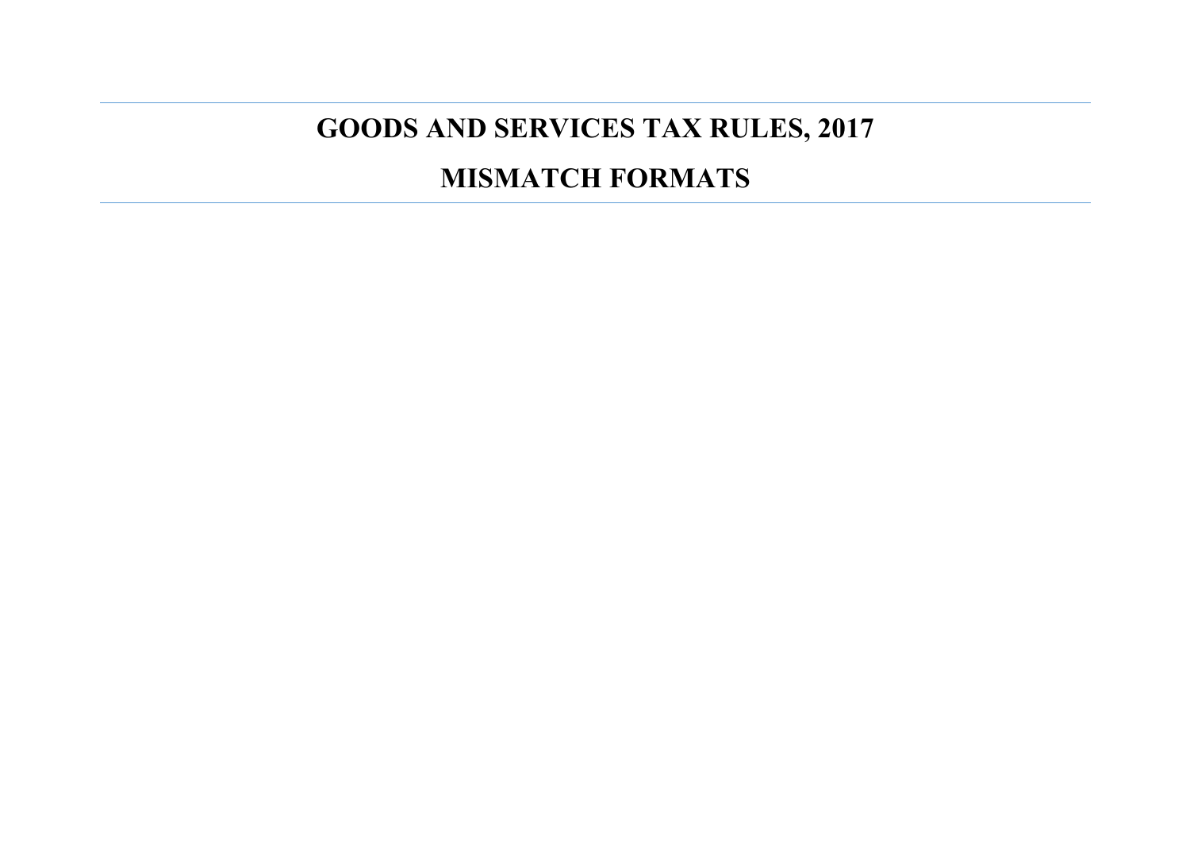# GOODS AND SERVICES TAX RULES, 2017

# MISMATCH FORMATS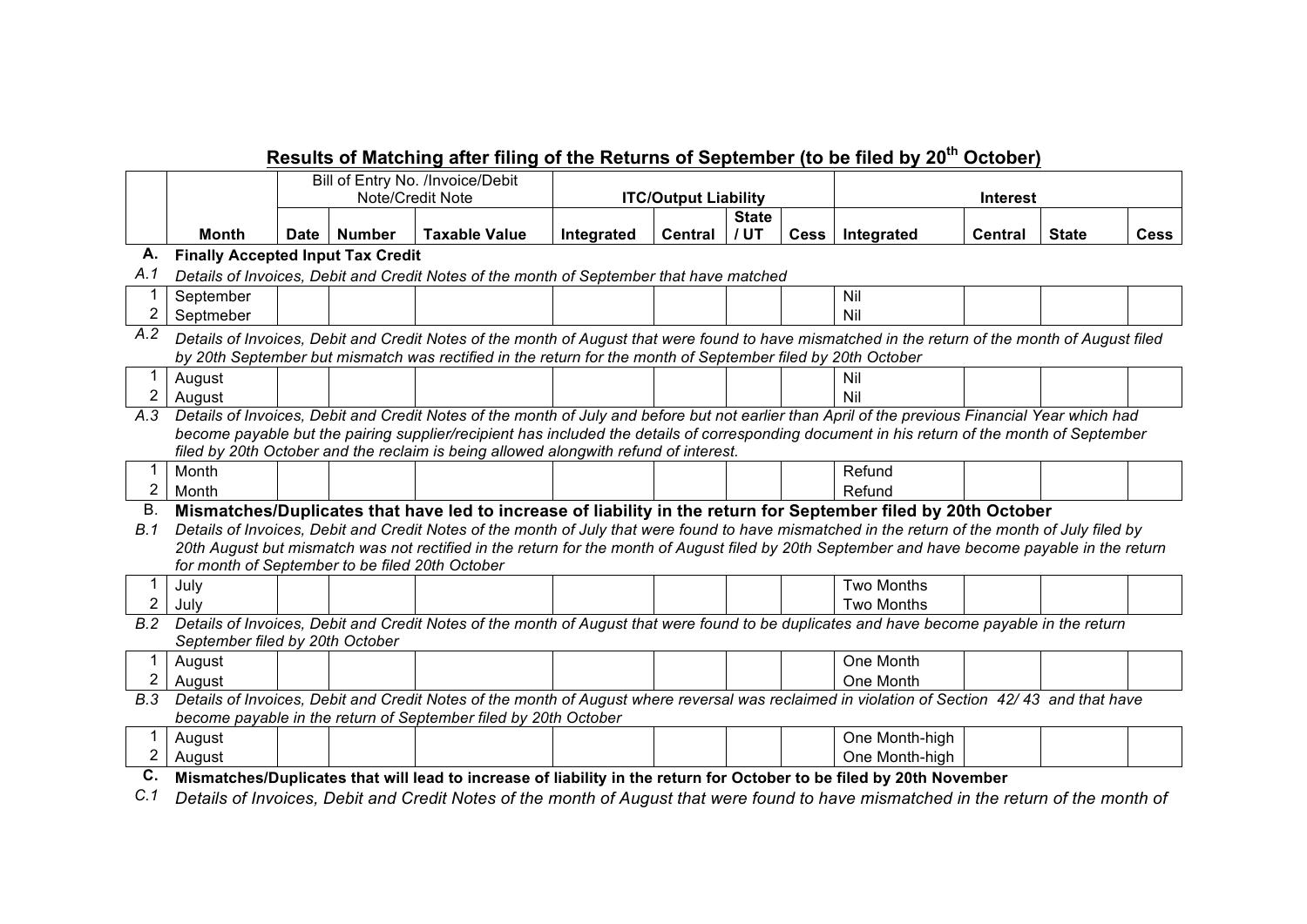## Results of Matching after filing of the Returns of September (to be filed by 20[th] October)

| | | Bill of Entry No. /Invoice/Debit Note/Credit Note | | | ITC/Output Liability | | | | Interest | | | |
|---|---|---|---|---|---|---|---|---|---|---|---|---|
| | **Month** | **Date** | **Number** | **Taxable Value** | **Integrated** | **Central** | **State / UT** | **Cess** | **Integrated** | **Central** | **State** | **Cess** |
| **A.** | **Finally Accepted Input Tax Credit** | | | | | | | | | | | |
| *A.1* | *Details of Invoices, Debit and Credit Notes of the month of September that have matched* | | | | | | | | | | | |
| 1 | September | | | | | | | | Nil | | | |
| 2 | Septmeber | | | | | | | | Nil | | | |
| *A.2* | *Details of Invoices, Debit and Credit Notes of the month of August that were found to have mismatched in the return of the month of August filed by 20th September but mismatch was rectified in the return for the month of September filed by 20th October* | | | | | | | | | | | |
| 1 | August | | | | | | | | Nil | | | |
| 2 | August | | | | | | | | Nil | | | |
| *A.3* | *Details of Invoices, Debit and Credit Notes of the month of July and before but not earlier than April of the previous Financial Year which had become payable but the pairing supplier/recipient has included the details of corresponding document in his return of the month of September filed by 20th October and the reclaim is being allowed alongwith refund of interest.* | | | | | | | | | | | |
| 1 | Month | | | | | | | | Refund | | | |
| 2 | Month | | | | | | | | Refund | | | |
| B. | **Mismatches/Duplicates that have led to increase of liability in the return for September filed by 20th October** | | | | | | | | | | | |
| *B.1* | *Details of Invoices, Debit and Credit Notes of the month of July that were found to have mismatched in the return of the month of July filed by 20th August but mismatch was not rectified in the return for the month of August filed by 20th September and have become payable in the return for month of September to be filed 20th October* | | | | | | | | | | | |
| 1 | July | | | | | | | | Two Months | | | |
| 2 | July | | | | | | | | Two Months | | | |
| *B.2* | *Details of Invoices, Debit and Credit Notes of the month of August that were found to be duplicates and have become payable in the return September filed by 20th October* | | | | | | | | | | | |
| 1 | August | | | | | | | | One Month | | | |
| 2 | August | | | | | | | | One Month | | | |
| *B.3* | *Details of Invoices, Debit and Credit Notes of the month of August where reversal was reclaimed in violation of Section 42/ 43 and that have become payable in the return of September filed by 20th October* | | | | | | | | | | | |
| 1 | August | | | | | | | | One Month-high | | | |
| 2 | August | | | | | | | | One Month-high | | | |
| **C.** | **Mismatches/Duplicates that will lead to increase of liability in the return for October to be filed by 20th November** | | | | | | | | | | | |
| *C.1* | *Details of Invoices, Debit and Credit Notes of the month of August that were found to have mismatched in the return of the month of* | | | | | | | | | | | |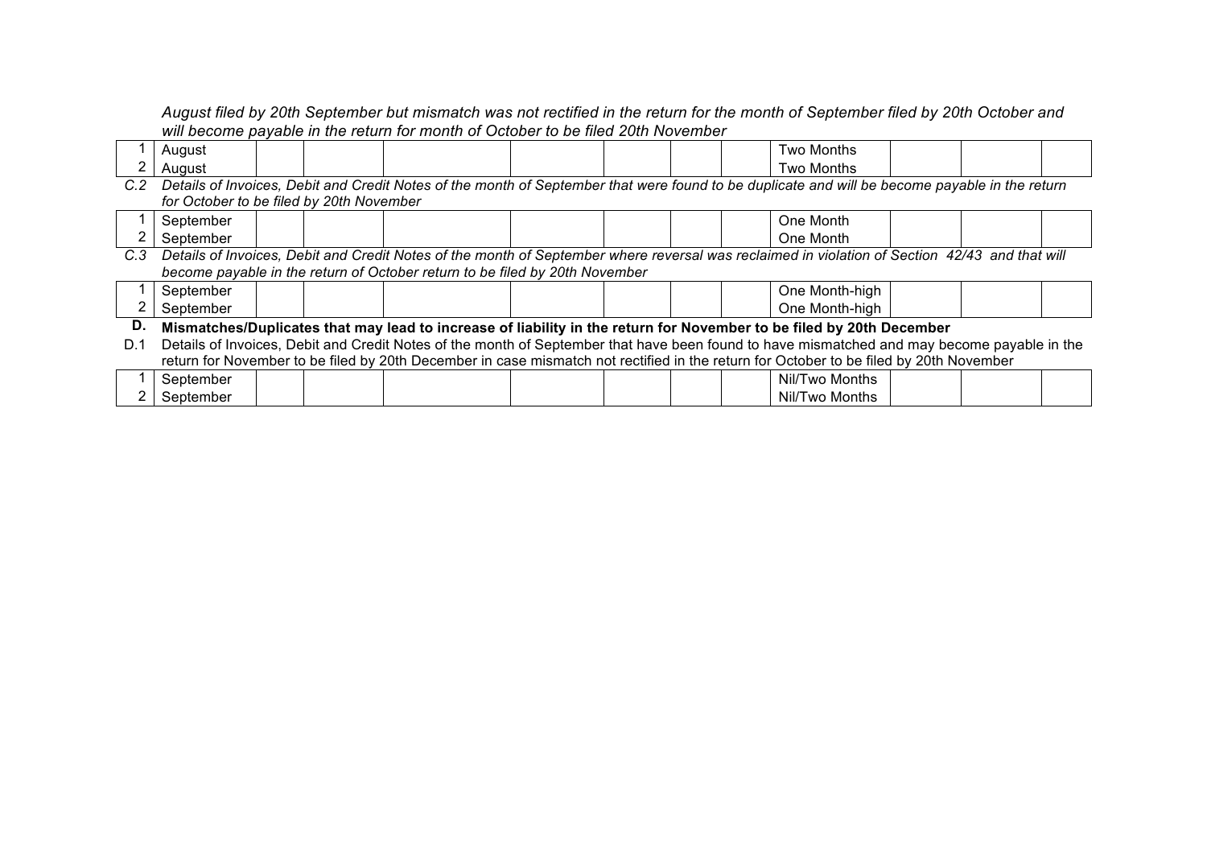*August filed by 20th September but mismatch was not rectified in the return for the month of September filed by 20th October and will become payable in the return for month of October to be filed 20th November*

| | | | | | | | | | | | | |
|---|---|---|---|---|---|---|---|---|---|---|---|---|
| 1 | August | | | | | | | | Two Months | | | |
| 2 | August | | | | | | | | Two Months | | | |

**C.2** *Details of Invoices, Debit and Credit Notes of the month of September that were found to be duplicate and will be become payable in the return for October to be filed by 20th November*

| | | | | | | | | | | | | |
|---|---|---|---|---|---|---|---|---|---|---|---|---|
| 1 | September | | | | | | | | One Month | | | |
| 2 | September | | | | | | | | One Month | | | |

**C.3** *Details of Invoices, Debit and Credit Notes of the month of September where reversal was reclaimed in violation of Section 42/43 and that will become payable in the return of October return to be filed by 20th November*

| | | | | | | | | | | | | |
|---|---|---|---|---|---|---|---|---|---|---|---|---|
| 1 | September | | | | | | | | One Month-high | | | |
| 2 | September | | | | | | | | One Month-high | | | |

**D. Mismatches/Duplicates that may lead to increase of liability in the return for November to be filed by 20th December**

**D.1** Details of Invoices, Debit and Credit Notes of the month of September that have been found to have mismatched and may become payable in the return for November to be filed by 20th December in case mismatch not rectified in the return for October to be filed by 20th November

| | | | | | | | | | | | | |
|---|---|---|---|---|---|---|---|---|---|---|---|---|
| 1 | September | | | | | | | | Nil/Two Months | | | |
| 2 | September | | | | | | | | Nil/Two Months | | | |